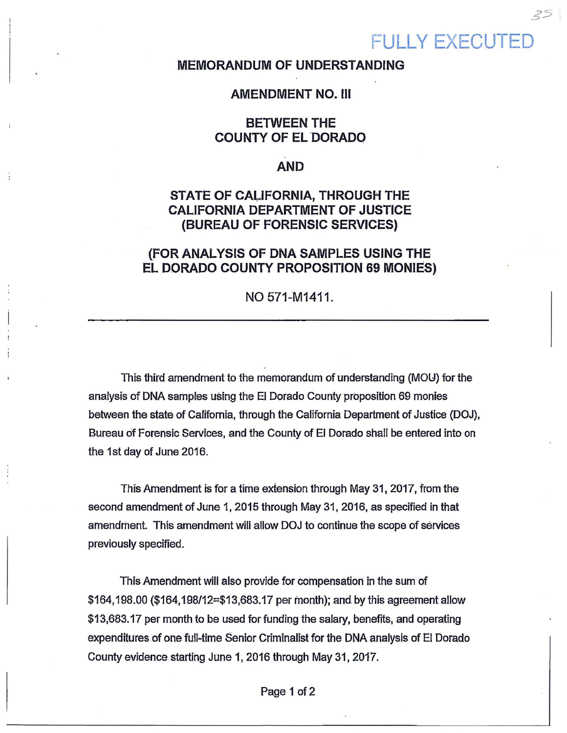FULLY EXECUTED

# MEMORANDUM OF UNDERSTANDING

## AMENDMENT NO. III

## BETWEEN THE COUNTY OF EL DORADO

## AND

## STATE OF CALIFORNIA, THROUGH THE CALIFORNIA DEPARTMENT OF JUSTICE (BUREAU OF FORENSIC SERVICES)

## (FOR ANALYSIS OF DNA SAMPLES USING THE EL DORADO COUNTY PROPOSITION 69 MONIES)

NO 571-M1411.

---

This third amendment to the memorandum of understanding (MOU) for the analysis of DNA samples using the El Dorado County proposition 69 monies between the state of California, through the California Department of Justice (DOJ), Bureau of Forensic Services, and the County of El Dorado shall be entered into on the 1st day of June 2016.

This Amendment is for a time extension through May 31, 2017, from the second amendment of June 1, 2015 through May 31, 2016, as specified in that amendment. This amendment will allow DOJ to continue the scope of services previously specified.

This Amendment will also provide for compensation in the sum of $164,198.00 ($164,198/12=$13,683.17 per month); and by this agreement allow $13,683.17 per month to be used for funding the salary, benefits, and operating expenditures of one full-time Senior Criminalist for the DNA analysis of El Dorado County evidence starting June 1, 2016 through May 31, 2017.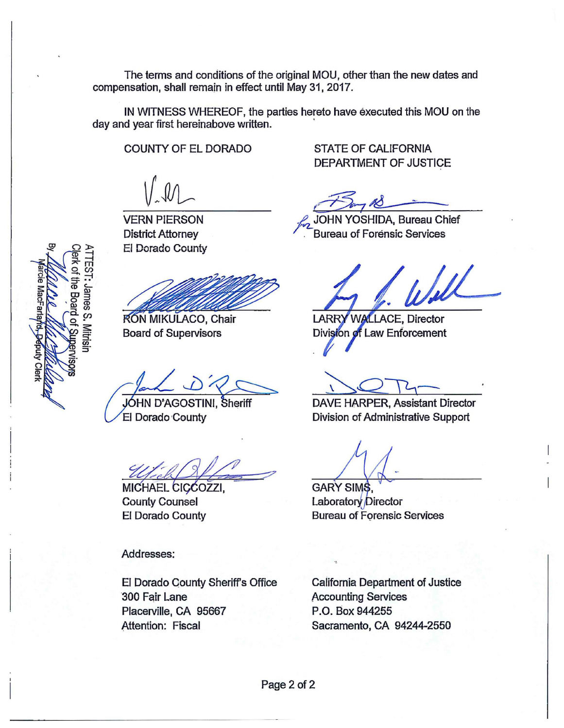The terms and conditions of the original MOU, other than the new dates and compensation, shall remain in effect until May 31, 2017.

IN WITNESS WHEREOF, the parties hereto have executed this MOU on the day and year first hereinabove written.

| COUNTY OF EL DORADO | STATE OF CALIFORNIA DEPARTMENT OF JUSTICE |
| --- | --- |
| VERN PIERSON<br>District Attorney<br>El Dorado County | for JOHN YOSHIDA, Bureau Chief<br>Bureau of Forensic Services |
| RON MIKULACO, Chair<br>Board of Supervisors | LARRY WALLACE, Director<br>Division of Law Enforcement |
| JOHN D'AGOSTINI, Sheriff<br>El Dorado County | DAVE HARPER, Assistant Director<br>Division of Administrative Support |
| MICHAEL CICCOZZI,<br>County Counsel<br>El Dorado County | GARY SIMS,<br>Laboratory Director<br>Bureau of Forensic Services |

ATTEST: James S. Mitrisin
Clerk of the Board of Supervisors

By Marcie MacFarland, Deputy Clerk

Addresses:

| | |
| --- | --- |
| El Dorado County Sheriff's Office<br>300 Fair Lane<br>Placerville, CA 95667<br>Attention: Fiscal | California Department of Justice<br>Accounting Services<br>P.O. Box 944255<br>Sacramento, CA 94244-2550 |